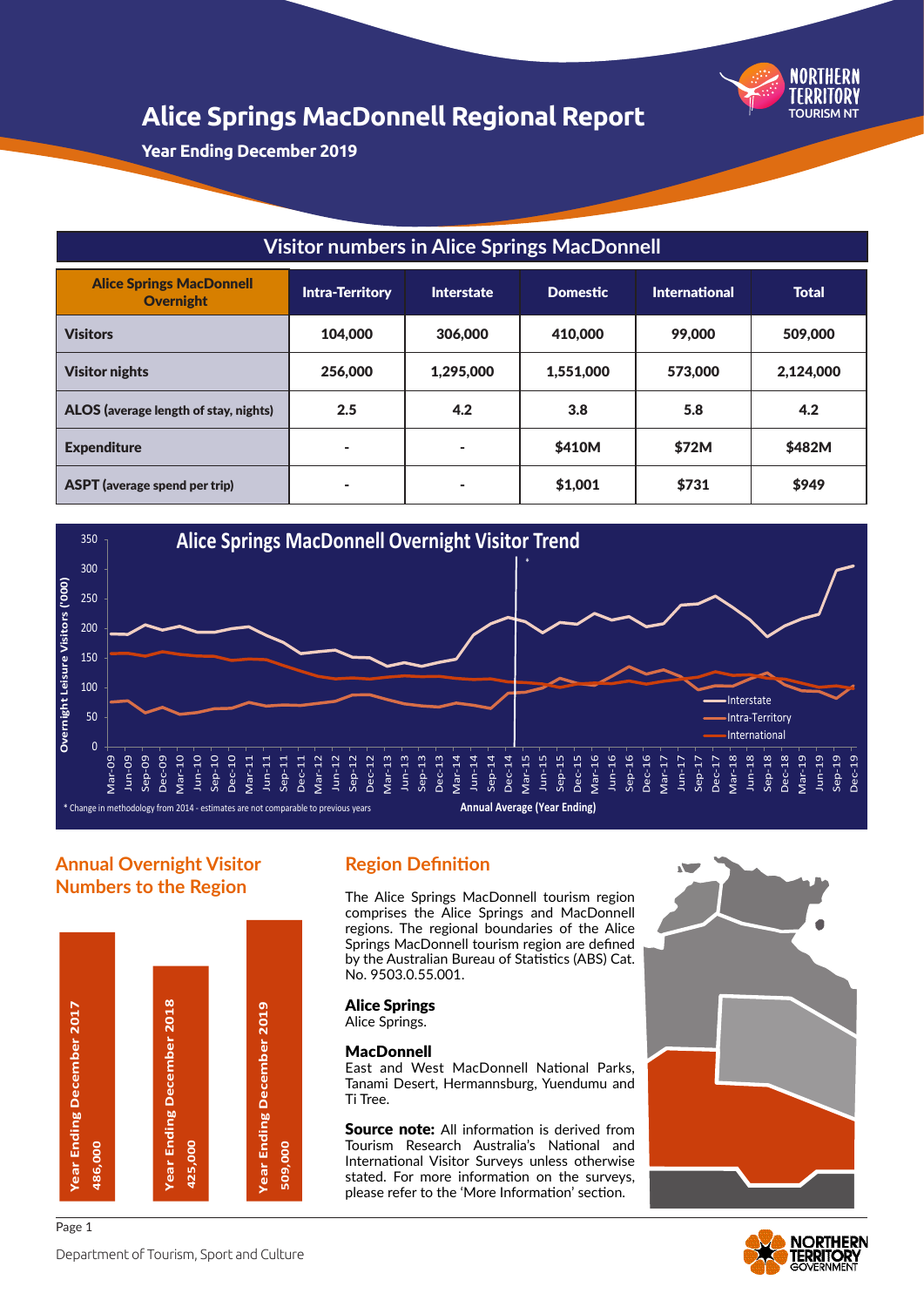# Alice Springs MacDonnell Regional Report

**Year Ending December 2019**

## Visitor numbers in Alice Springs MacDonnell

| Alice Springs MacDonnell Overnight | Intra-Territory | Interstate | Domestic | International | Total |
|---|---|---|---|---|---|
| **Visitors** | 104,000 | 306,000 | 410,000 | 99,000 | 509,000 |
| **Visitor nights** | 256,000 | 1,295,000 | 1,551,000 | 573,000 | 2,124,000 |
| **ALOS** (average length of stay, nights) | 2.5 | 4.2 | 3.8 | 5.8 | 4.2 |
| **Expenditure** | - | - | $410M | $72M | $482M |
| **ASPT** (average spend per trip) | - | - | $1,001 | $731 | $949 |

## Alice Springs MacDonnell Overnight Visitor Trend

Overnight Leisure Visitors ('000)

Interstate, Intra-Territory, International

Annual Average (Year Ending)

\* Change in methodology from 2014 - estimates are not comparable to previous years

## Annual Overnight Visitor Numbers to the Region

| Year Ending | Visitors |
|---|---|
| Year Ending December 2017 | 486,000 |
| Year Ending December 2018 | 425,000 |
| Year Ending December 2019 | 509,000 |

## Region Definition

The Alice Springs MacDonnell tourism region comprises the Alice Springs and MacDonnell regions. The regional boundaries of the Alice Springs MacDonnell tourism region are defined by the Australian Bureau of Statistics (ABS) Cat. No. 9503.0.55.001.

**Alice Springs**
Alice Springs.

**MacDonnell**
East and West MacDonnell National Parks, Tanami Desert, Hermannsburg, Yuendumu and Ti Tree.

**Source note:** All information is derived from Tourism Research Australia's National and International Visitor Surveys unless otherwise stated. For more information on the surveys, please refer to the 'More Information' section.

Department of Tourism, Sport and Culture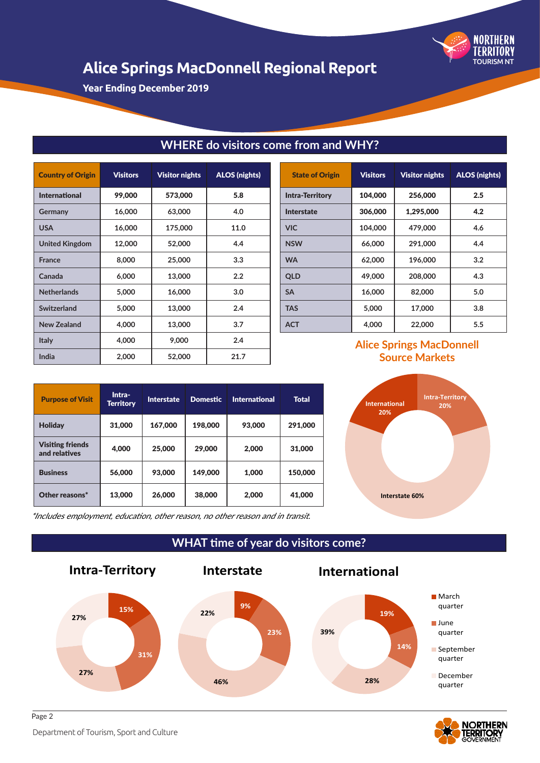# Alice Springs MacDonnell Regional Report

**Year Ending December 2019**

## WHERE do visitors come from and WHY?

| Country of Origin | Visitors | Visitor nights | ALOS (nights) |
|---|---|---|---|
| **International** | **99,000** | **573,000** | **5.8** |
| Germany | 16,000 | 63,000 | 4.0 |
| USA | 16,000 | 175,000 | 11.0 |
| United Kingdom | 12,000 | 52,000 | 4.4 |
| France | 8,000 | 25,000 | 3.3 |
| Canada | 6,000 | 13,000 | 2.2 |
| Netherlands | 5,000 | 16,000 | 3.0 |
| Switzerland | 5,000 | 13,000 | 2.4 |
| New Zealand | 4,000 | 13,000 | 3.7 |
| Italy | 4,000 | 9,000 | 2.4 |
| India | 2,000 | 52,000 | 21.7 |

| State of Origin | Visitors | Visitor nights | ALOS (nights) |
|---|---|---|---|
| **Intra-Territory** | **104,000** | **256,000** | **2.5** |
| **Interstate** | **306,000** | **1,295,000** | **4.2** |
| VIC | 104,000 | 479,000 | 4.6 |
| NSW | 66,000 | 291,000 | 4.4 |
| WA | 62,000 | 196,000 | 3.2 |
| QLD | 49,000 | 208,000 | 4.3 |
| SA | 16,000 | 82,000 | 5.0 |
| TAS | 5,000 | 17,000 | 3.8 |
| ACT | 4,000 | 22,000 | 5.5 |

| Purpose of Visit | Intra-Territory | Interstate | Domestic | International | Total |
|---|---|---|---|---|---|
| **Holiday** | 31,000 | 167,000 | 198,000 | 93,000 | 291,000 |
| **Visiting friends and relatives** | 4,000 | 25,000 | 29,000 | 2,000 | 31,000 |
| **Business** | 56,000 | 93,000 | 149,000 | 1,000 | 150,000 |
| **Other reasons*** | 13,000 | 26,000 | 38,000 | 2,000 | 41,000 |

*\*Includes employment, education, other reason, no other reason and in transit.*

### Alice Springs MacDonnell Source Markets

- Intra-Territory 20%
- Interstate 60%
- International 20%

## WHAT time of year do visitors come?

| | Intra-Territory | Interstate | International |
|---|---|---|---|
| March quarter | 15% | 9% | 19% |
| June quarter | 31% | 23% | 14% |
| September quarter | 27% | 46% | 28% |
| December quarter | 27% | 22% | 39% |

Department of Tourism, Sport and Culture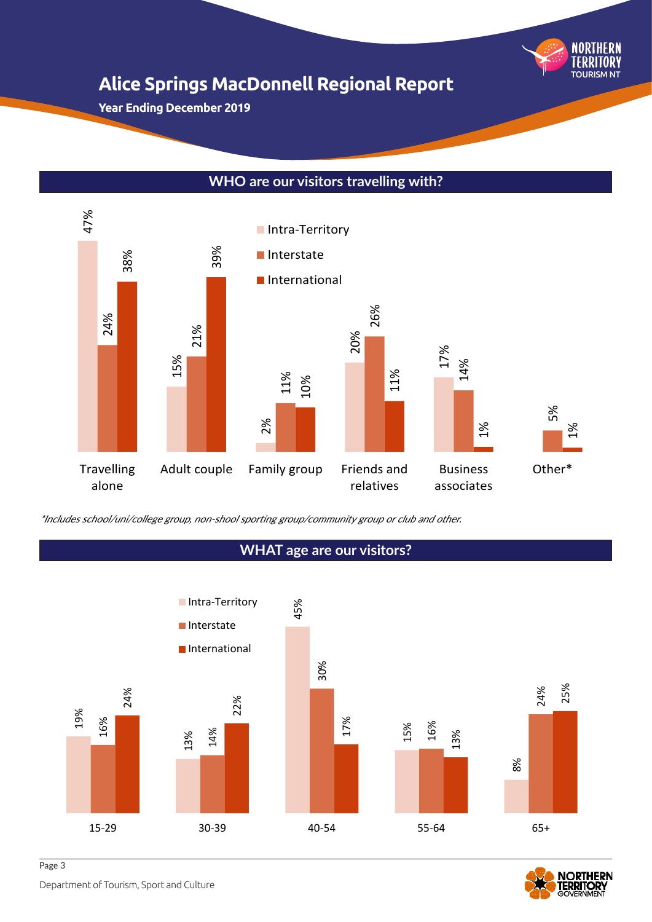# Alice Springs MacDonnell Regional Report

**Year Ending December 2019**

## WHO are our visitors travelling with?

| | Intra-Territory | Interstate | International |
|---|---|---|---|
| Travelling alone | 47% | 24% | 38% |
| Adult couple | 15% | 21% | 39% |
| Family group | 2% | 11% | 10% |
| Friends and relatives | 20% | 26% | 11% |
| Business associates | 17% | 14% | 1% |
| Other* | | 5% | 1% |

*Includes school/uni/college group, non-shool sporting group/community group or club and other.*

## WHAT age are our visitors?

| | Intra-Territory | Interstate | International |
|---|---|---|---|
| 15-29 | 19% | 16% | 24% |
| 30-39 | 13% | 14% | 22% |
| 40-54 | 45% | 30% | 17% |
| 55-64 | 15% | 16% | 13% |
| 65+ | 8% | 24% | 25% |

Department of Tourism, Sport and Culture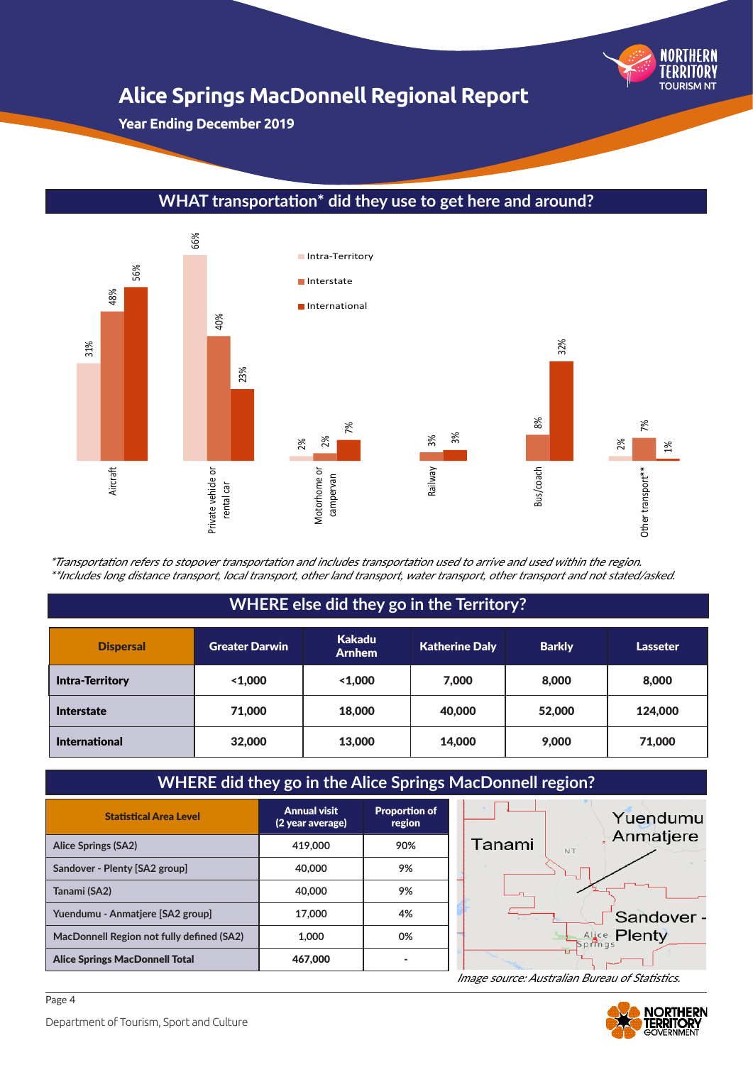# Alice Springs MacDonnell Regional Report

**Year Ending December 2019**

## WHAT transportation* did they use to get here and around?

| Transportation | Intra-Territory | Interstate | International |
|---|---|---|---|
| Aircraft | 31% | 48% | 56% |
| Private vehicle or rental car | 66% | 40% | 23% |
| Motorhome or campervan | 2% | 2% | 7% |
| Railway | | 3% | 3% |
| Bus/coach | | 8% | 32% |
| Other transport** | 2% | 7% | 1% |

*\*Transportation refers to stopover transportation and includes transportation used to arrive and used within the region.*
*\*\*Includes long distance transport, local transport, other land transport, water transport, other transport and not stated/asked.*

## WHERE else did they go in the Territory?

| Dispersal | Greater Darwin | Kakadu Arnhem | Katherine Daly | Barkly | Lasseter |
|---|---|---|---|---|---|
| **Intra-Territory** | <1,000 | <1,000 | 7,000 | 8,000 | 8,000 |
| **Interstate** | 71,000 | 18,000 | 40,000 | 52,000 | 124,000 |
| **International** | 32,000 | 13,000 | 14,000 | 9,000 | 71,000 |

## WHERE did they go in the Alice Springs MacDonnell region?

| Statistical Area Level | Annual visit (2 year average) | Proportion of region |
|---|---|---|
| Alice Springs (SA2) | 419,000 | 90% |
| Sandover - Plenty [SA2 group] | 40,000 | 9% |
| Tanami (SA2) | 40,000 | 9% |
| Yuendumu - Anmatjere [SA2 group] | 17,000 | 4% |
| MacDonnell Region not fully defined (SA2) | 1,000 | 0% |
| **Alice Springs MacDonnell Total** | **467,000** | - |

Tanami, Yuendumu Anmatjere, Sandover - Plenty, Alice Springs, NT

*Image source: Australian Bureau of Statistics.*

Department of Tourism, Sport and Culture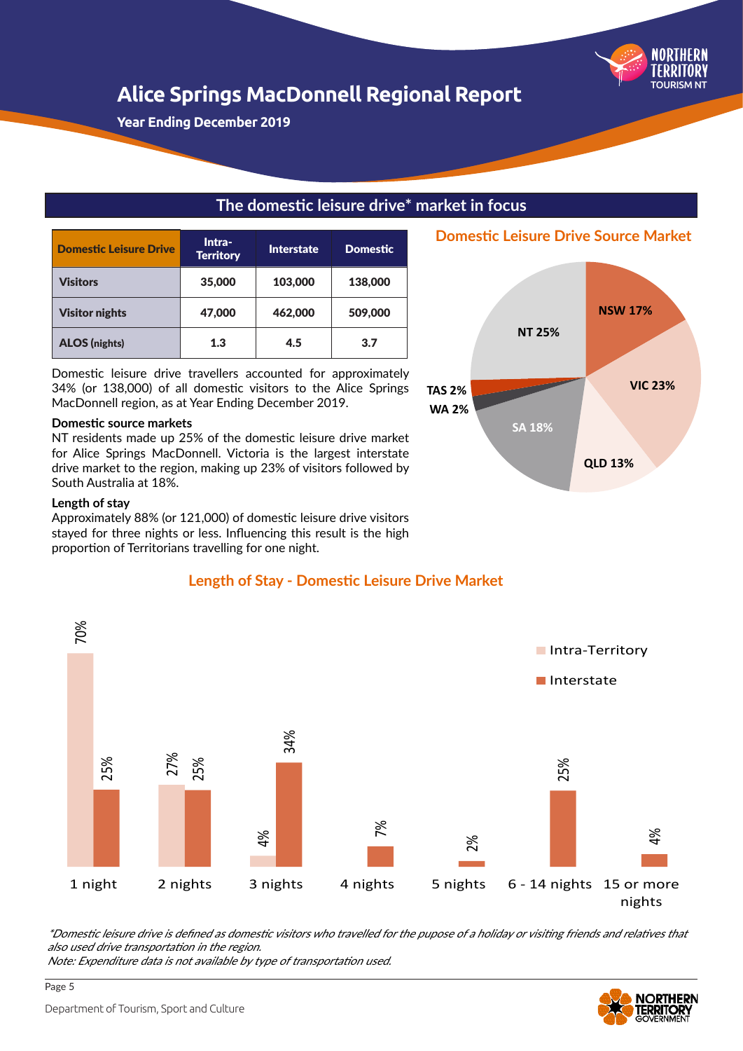# Alice Springs MacDonnell Regional Report

**Year Ending December 2019**

## The domestic leisure drive* market in focus

| Domestic Leisure Drive | Intra-Territory | Interstate | Domestic |
|---|---|---|---|
| Visitors | 35,000 | 103,000 | 138,000 |
| Visitor nights | 47,000 | 462,000 | 509,000 |
| ALOS (nights) | 1.3 | 4.5 | 3.7 |

Domestic leisure drive travellers accounted for approximately 34% (or 138,000) of all domestic visitors to the Alice Springs MacDonnell region, as at Year Ending December 2019.

**Domestic source markets**

NT residents made up 25% of the domestic leisure drive market for Alice Springs MacDonnell. Victoria is the largest interstate drive market to the region, making up 23% of visitors followed by South Australia at 18%.

**Length of stay**

Approximately 88% (or 121,000) of domestic leisure drive visitors stayed for three nights or less. Influencing this result is the high proportion of Territorians travelling for one night.

### Domestic Leisure Drive Source Market

| Source | Share |
|---|---|
| NT | 25% |
| NSW | 17% |
| VIC | 23% |
| QLD | 13% |
| SA | 18% |
| WA | 2% |
| TAS | 2% |

### Length of Stay - Domestic Leisure Drive Market

| Length of stay | Intra-Territory | Interstate |
|---|---|---|
| 1 night | 70% | 25% |
| 2 nights | 27% | 25% |
| 3 nights | 4% | 34% |
| 4 nights | | 7% |
| 5 nights | | 2% |
| 6 - 14 nights | | 25% |
| 15 or more nights | | 4% |

*\*Domestic leisure drive is defined as domestic visitors who travelled for the pupose of a holiday or visiting friends and relatives that also used drive transportation in the region.*

*Note: Expenditure data is not available by type of transportation used.*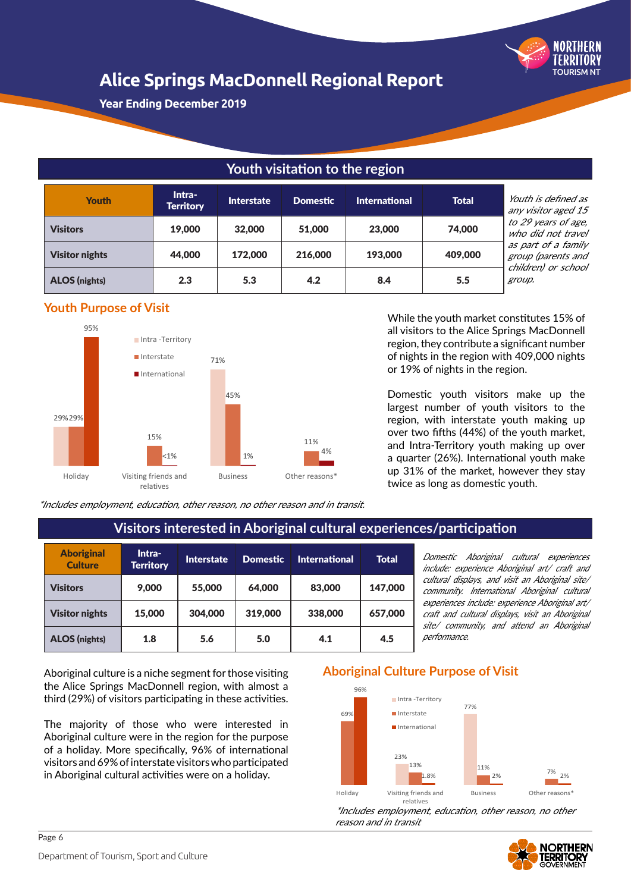# Alice Springs MacDonnell Regional Report

**Year Ending December 2019**

## Youth visitation to the region

| Youth | Intra-Territory | Interstate | Domestic | International | Total |
|---|---|---|---|---|---|
| **Visitors** | 19,000 | 32,000 | 51,000 | 23,000 | 74,000 |
| **Visitor nights** | 44,000 | 172,000 | 216,000 | 193,000 | 409,000 |
| **ALOS (nights)** | 2.3 | 5.3 | 4.2 | 8.4 | 5.5 |

*Youth is defined as any visitor aged 15 to 29 years of age, who did not travel as part of a family group (parents and children) or school group.*

### Youth Purpose of Visit

| | Intra-Territory | Interstate | International |
|---|---|---|---|
| Holiday | 29% | 29% | 95% |
| Visiting friends and relatives | | 15% | <1% |
| Business | 71% | 45% | 1% |
| Other reasons* | | 11% | 4% |

*Includes employment, education, other reason, no other reason and in transit.*

While the youth market constitutes 15% of all visitors to the Alice Springs MacDonnell region, they contribute a significant number of nights in the region with 409,000 nights or 19% of nights in the region.

Domestic youth visitors make up the largest number of youth visitors to the region, with interstate youth making up over two fifths (44%) of the youth market, and Intra-Territory youth making up over a quarter (26%). International youth make up 31% of the market, however they stay twice as long as domestic youth.

## Visitors interested in Aboriginal cultural experiences/participation

| Aboriginal Culture | Intra-Territory | Interstate | Domestic | International | Total |
|---|---|---|---|---|---|
| **Visitors** | 9,000 | 55,000 | 64,000 | 83,000 | 147,000 |
| **Visitor nights** | 15,000 | 304,000 | 319,000 | 338,000 | 657,000 |
| **ALOS (nights)** | 1.8 | 5.6 | 5.0 | 4.1 | 4.5 |

*Domestic Aboriginal cultural experiences include: experience Aboriginal art/ craft and cultural displays, and visit an Aboriginal site/ community. International Aboriginal cultural experiences include: experience Aboriginal art/ craft and cultural displays, visit an Aboriginal site/ community, and attend an Aboriginal performance.*

Aboriginal culture is a niche segment for those visiting the Alice Springs MacDonnell region, with almost a third (29%) of visitors participating in these activities.

The majority of those who were interested in Aboriginal culture were in the region for the purpose of a holiday. More specifically, 96% of international visitors and 69% of interstate visitors who participated in Aboriginal cultural activities were on a holiday.

### Aboriginal Culture Purpose of Visit

| | Intra-Territory | Interstate | International |
|---|---|---|---|
| Holiday | | 69% | 96% |
| Visiting friends and relatives | 23% | 13% | 1.8% |
| Business | 77% | 11% | 2% |
| Other reasons* | | 7% | 2% |

*Includes employment, education, other reason, no other reason and in transit*

Department of Tourism, Sport and Culture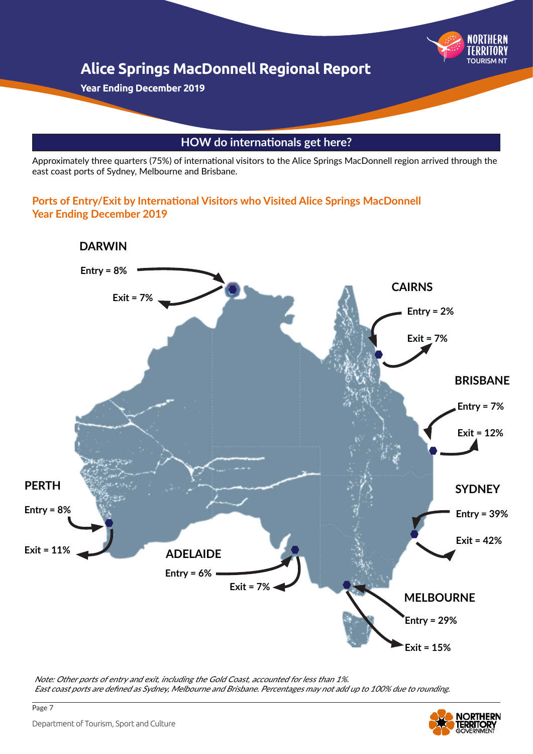# Alice Springs MacDonnell Regional Report

**Year Ending December 2019**

## HOW do internationals get here?

Approximately three quarters (75%) of international visitors to the Alice Springs MacDonnell region arrived through the east coast ports of Sydney, Melbourne and Brisbane.

### Ports of Entry/Exit by International Visitors who Visited Alice Springs MacDonnell Year Ending December 2019

**DARWIN**
Entry = 8%
Exit = 7%

**CAIRNS**
Entry = 2%
Exit = 7%

**BRISBANE**
Entry = 7%
Exit = 12%

**PERTH**
Entry = 8%
Exit = 11%

**SYDNEY**
Entry = 39%
Exit = 42%

**ADELAIDE**
Entry = 6%
Exit = 7%

**MELBOURNE**
Entry = 29%
Exit = 15%

*Note: Other ports of entry and exit, including the Gold Coast, accounted for less than 1%.*
*East coast ports are defined as Sydney, Melbourne and Brisbane. Percentages may not add up to 100% due to rounding.*

Department of Tourism, Sport and Culture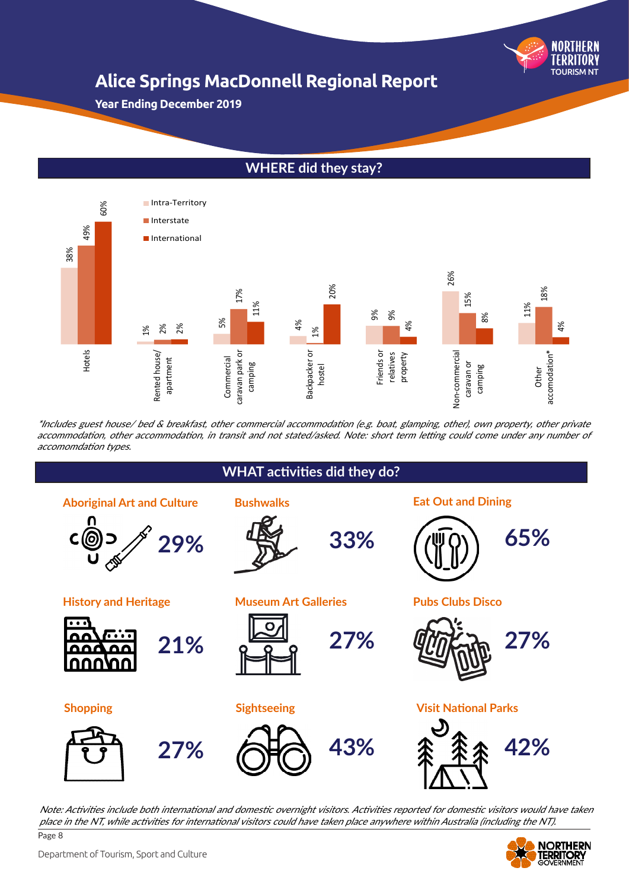# Alice Springs MacDonnell Regional Report

**Year Ending December 2019**

## WHERE did they stay?

| Accommodation | Intra-Territory | Interstate | International |
|---|---|---|---|
| Hotels | 38% | 49% | 60% |
| Rented house/ apartment | 1% | 2% | 2% |
| Commercial caravan park or camping | 5% | 17% | 11% |
| Backpacker or hostel | 4% | 1% | 20% |
| Friends or relatives property | 9% | 9% | 4% |
| Non-commercial caravan or camping | 26% | 15% | 8% |
| Other accomodation* | 11% | 18% | 4% |

*\*Includes guest house/ bed & breakfast, other commercial accommodation (e.g. boat, glamping, other), own property, other private accommodation, other accommodation, in transit and not stated/asked. Note: short term letting could come under any number of accomomdation types.*

## WHAT activities did they do?

| Activity | % |
|---|---|
| Aboriginal Art and Culture | 29% |
| Bushwalks | 33% |
| Eat Out and Dining | 65% |
| History and Heritage | 21% |
| Museum Art Galleries | 27% |
| Pubs Clubs Disco | 27% |
| Shopping | 27% |
| Sightseeing | 43% |
| Visit National Parks | 42% |

*Note: Activities include both international and domestic overnight visitors. Activities reported for domestic visitors would have taken place in the NT, while activities for international visitors could have taken place anywhere within Australia (including the NT).*

Department of Tourism, Sport and Culture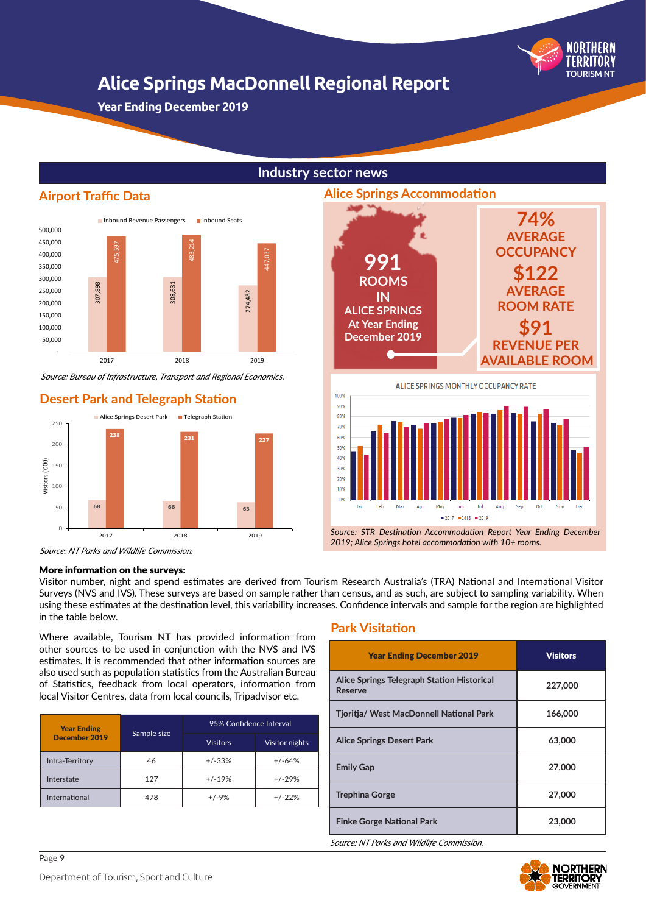# Alice Springs MacDonnell Regional Report

**Year Ending December 2019**

## Industry sector news

### Airport Traffic Data

Inbound Revenue Passengers
Inbound Seats

500,000
450,000
400,000
350,000
300,000
250,000
200,000
150,000
100,000
50,000
-

307,898
475,597
308,631
483,214
274,482
447,037

2017
2018
2019

*Source: Bureau of Infrastructure, Transport and Regional Economics.*

### Desert Park and Telegraph Station

Alice Springs Desert Park
Telegraph Station

Visitors ('000)

250
200
150
100
50
0

68
238
66
231
63
227

2017
2018
2019

*Source: NT Parks and Wildlife Commission.*

### Alice Springs Accommodation

**991 ROOMS IN ALICE SPRINGS At Year Ending December 2019**

**74% AVERAGE OCCUPANCY**

**$122 AVERAGE ROOM RATE**

**$91 REVENUE PER AVAILABLE ROOM**

ALICE SPRINGS MONTHLY OCCUPANCY RATE

100%
90%
80%
70%
60%
50%
40%
30%
20%
10%
0%

Jan
Feb
Mar
Apr
May
Jun
Jul
Aug
Sep
Oct
Nov
Dec

2017
2018
2019

*Source: STR Destination Accommodation Report Year Ending December 2019; Alice Springs hotel accommodation with 10+ rooms.*

**More information on the surveys:**

Visitor number, night and spend estimates are derived from Tourism Research Australia's (TRA) National and International Visitor Surveys (NVS and IVS). These surveys are based on sample rather than census, and as such, are subject to sampling variability. When using these estimates at the destination level, this variability increases. Confidence intervals and sample for the region are highlighted in the table below.

Where available, Tourism NT has provided information from other sources to be used in conjunction with the NVS and IVS estimates. It is recommended that other information sources are also used such as population statistics from the Australian Bureau of Statistics, feedback from local operators, information from local Visitor Centres, data from local councils, Tripadvisor etc.

| Year Ending December 2019 | Sample size | 95% Confidence Interval | |
|---|---|---|---|
| | | Visitors | Visitor nights |
| Intra-Territory | 46 | +/-33% | +/-64% |
| Interstate | 127 | +/-19% | +/-29% |
| International | 478 | +/-9% | +/-22% |

### Park Visitation

| Year Ending December 2019 | Visitors |
|---|---|
| Alice Springs Telegraph Station Historical Reserve | 227,000 |
| Tjoritja/ West MacDonnell National Park | 166,000 |
| Alice Springs Desert Park | 63,000 |
| Emily Gap | 27,000 |
| Trephina Gorge | 27,000 |
| Finke Gorge National Park | 23,000 |

*Source: NT Parks and Wildlife Commission.*

Department of Tourism, Sport and Culture